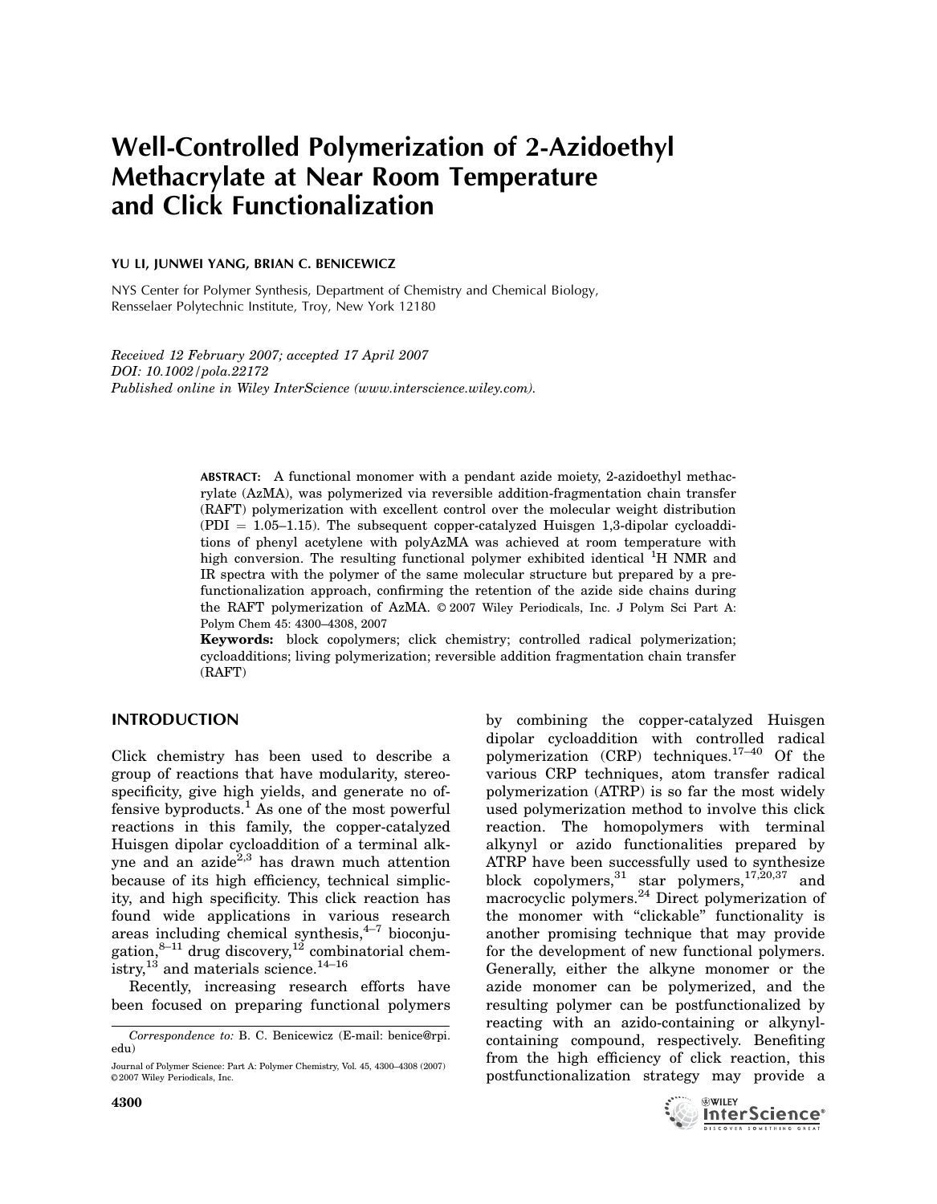# Well-Controlled Polymerization of 2-Azidoethyl Methacrylate at Near Room Temperature and Click Functionalization

YU LI, JUNWEI YANG, BRIAN C. BENICEWICZ

NYS Center for Polymer Synthesis, Department of Chemistry and Chemical Biology, Rensselaer Polytechnic Institute, Troy, New York 12180

*Received 12 February 2007; accepted 17 April 2007*
*DOI: 10.1002/pola.22172*
*Published online in Wiley InterScience (www.interscience.wiley.com).*

**ABSTRACT:** A functional monomer with a pendant azide moiety, 2-azidoethyl methacrylate (AzMA), was polymerized via reversible addition-fragmentation chain transfer (RAFT) polymerization with excellent control over the molecular weight distribution (PDI = 1.05–1.15). The subsequent copper-catalyzed Huisgen 1,3-dipolar cycloadditions of phenyl acetylene with polyAzMA was achieved at room temperature with high conversion. The resulting functional polymer exhibited identical $^1$H NMR and IR spectra with the polymer of the same molecular structure but prepared by a prefunctionalization approach, confirming the retention of the azide side chains during the RAFT polymerization of AzMA. © 2007 Wiley Periodicals, Inc. J Polym Sci Part A: Polym Chem 45: 4300–4308, 2007

**Keywords:** block copolymers; click chemistry; controlled radical polymerization; cycloadditions; living polymerization; reversible addition fragmentation chain transfer (RAFT)

## INTRODUCTION

Click chemistry has been used to describe a group of reactions that have modularity, stereospecificity, give high yields, and generate no offensive byproducts.[1] As one of the most powerful reactions in this family, the copper-catalyzed Huisgen dipolar cycloaddition of a terminal alkyne and an azide[2,3] has drawn much attention because of its high efficiency, technical simplicity, and high specificity. This click reaction has found wide applications in various research areas including chemical synthesis,[4–7] bioconjugation,[8–11] drug discovery,[12] combinatorial chemistry,[13] and materials science.[14–16]

Recently, increasing research efforts have been focused on preparing functional polymers by combining the copper-catalyzed Huisgen dipolar cycloaddition with controlled radical polymerization (CRP) techniques.[17–40] Of the various CRP techniques, atom transfer radical polymerization (ATRP) is so far the most widely used polymerization method to involve this click reaction. The homopolymers with terminal alkynyl or azido functionalities prepared by ATRP have been successfully used to synthesize block copolymers,[31] star polymers,[17,20,37] and macrocyclic polymers.[24] Direct polymerization of the monomer with "clickable" functionality is another promising technique that may provide for the development of new functional polymers. Generally, either the alkyne monomer or the azide monomer can be polymerized, and the resulting polymer can be postfunctionalized by reacting with an azido-containing or alkynyl-containing compound, respectively. Benefiting from the high efficiency of click reaction, this postfunctionalization strategy may provide a

*Correspondence to:* B. C. Benicewicz (E-mail: benice@rpi.edu)

Journal of Polymer Science: Part A: Polymer Chemistry, Vol. 45, 4300–4308 (2007)
©2007 Wiley Periodicals, Inc.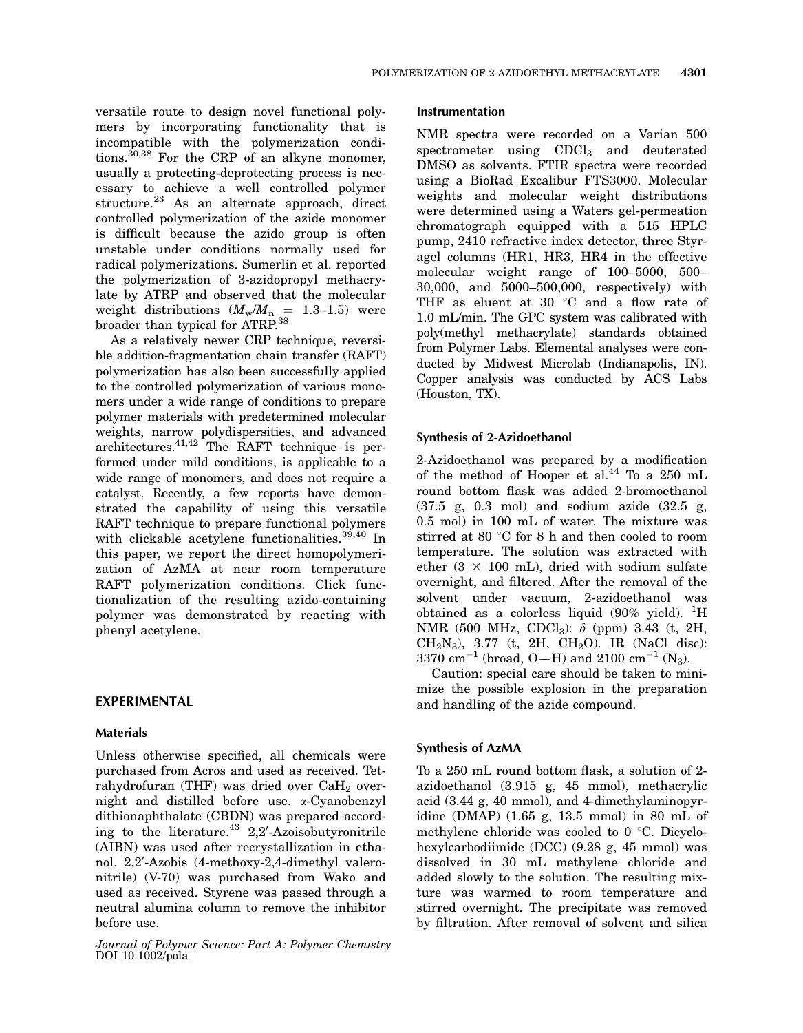versatile route to design novel functional polymers by incorporating functionality that is incompatible with the polymerization conditions.[30,38] For the CRP of an alkyne monomer, usually a protecting-deprotecting process is necessary to achieve a well controlled polymer structure.[23] As an alternate approach, direct controlled polymerization of the azide monomer is difficult because the azido group is often unstable under conditions normally used for radical polymerizations. Sumerlin et al. reported the polymerization of 3-azidopropyl methacrylate by ATRP and observed that the molecular weight distributions ($M_w/M_n$ = 1.3–1.5) were broader than typical for ATRP.[38]

As a relatively newer CRP technique, reversible addition-fragmentation chain transfer (RAFT) polymerization has also been successfully applied to the controlled polymerization of various monomers under a wide range of conditions to prepare polymer materials with predetermined molecular weights, narrow polydispersities, and advanced architectures.[41,42] The RAFT technique is performed under mild conditions, is applicable to a wide range of monomers, and does not require a catalyst. Recently, a few reports have demonstrated the capability of using this versatile RAFT technique to prepare functional polymers with clickable acetylene functionalities.[39,40] In this paper, we report the direct homopolymerization of AzMA at near room temperature RAFT polymerization conditions. Click functionalization of the resulting azido-containing polymer was demonstrated by reacting with phenyl acetylene.

## EXPERIMENTAL

### Materials

Unless otherwise specified, all chemicals were purchased from Acros and used as received. Tetrahydrofuran (THF) was dried over $CaH_2$ overnight and distilled before use. α-Cyanobenzyl dithionaphthalate (CBDN) was prepared according to the literature.[43] 2,2′-Azoisobutyronitrile (AIBN) was used after recrystallization in ethanol. 2,2′-Azobis (4-methoxy-2,4-dimethyl valeronitrile) (V-70) was purchased from Wako and used as received. Styrene was passed through a neutral alumina column to remove the inhibitor before use.

### Instrumentation

NMR spectra were recorded on a Varian 500 spectrometer using $CDCl_3$ and deuterated DMSO as solvents. FTIR spectra were recorded using a BioRad Excalibur FTS3000. Molecular weights and molecular weight distributions were determined using a Waters gel-permeation chromatograph equipped with a 515 HPLC pump, 2410 refractive index detector, three Styragel columns (HR1, HR3, HR4 in the effective molecular weight range of 100–5000, 500–30,000, and 5000–500,000, respectively) with THF as eluent at 30 °C and a flow rate of 1.0 mL/min. The GPC system was calibrated with poly(methyl methacrylate) standards obtained from Polymer Labs. Elemental analyses were conducted by Midwest Microlab (Indianapolis, IN). Copper analysis was conducted by ACS Labs (Houston, TX).

### Synthesis of 2-Azidoethanol

2-Azidoethanol was prepared by a modification of the method of Hooper et al.[44] To a 250 mL round bottom flask was added 2-bromoethanol (37.5 g, 0.3 mol) and sodium azide (32.5 g, 0.5 mol) in 100 mL of water. The mixture was stirred at 80 °C for 8 h and then cooled to room temperature. The solution was extracted with ether (3 × 100 mL), dried with sodium sulfate overnight, and filtered. After the removal of the solvent under vacuum, 2-azidoethanol was obtained as a colorless liquid (90% yield). $^1$H NMR (500 MHz, $CDCl_3$): δ (ppm) 3.43 (t, 2H, $CH_2N_3$), 3.77 (t, 2H, $CH_2O$). IR (NaCl disc): 3370 $cm^{-1}$ (broad, O—H) and 2100 $cm^{-1}$ ($N_3$).

Caution: special care should be taken to minimize the possible explosion in the preparation and handling of the azide compound.

### Synthesis of AzMA

To a 250 mL round bottom flask, a solution of 2-azidoethanol (3.915 g, 45 mmol), methacrylic acid (3.44 g, 40 mmol), and 4-dimethylaminopyridine (DMAP) (1.65 g, 13.5 mmol) in 80 mL of methylene chloride was cooled to 0 °C. Dicyclohexylcarbodiimide (DCC) (9.28 g, 45 mmol) was dissolved in 30 mL methylene chloride and added slowly to the solution. The resulting mixture was warmed to room temperature and stirred overnight. The precipitate was removed by filtration. After removal of solvent and silica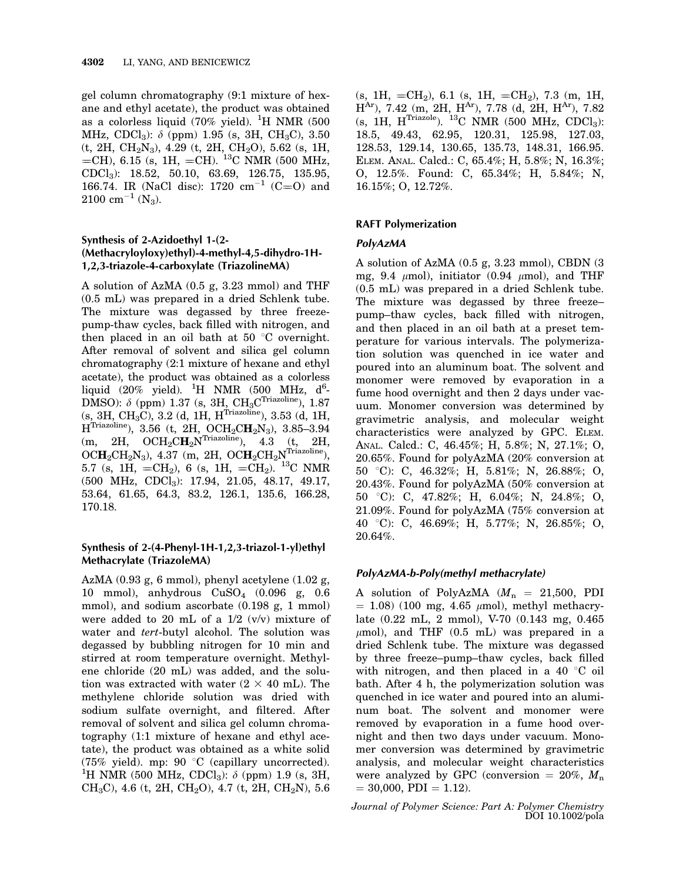gel column chromatography (9:1 mixture of hexane and ethyl acetate), the product was obtained as a colorless liquid (70% yield). $^{1}$H NMR (500 MHz, $CDCl_3$): $\delta$ (ppm) 1.95 (s, 3H, $CH_3C$), 3.50 (t, 2H, $CH_2N_3$), 4.29 (t, 2H, $CH_2O$), 5.62 (s, 1H, =CH), 6.15 (s, 1H, =CH). $^{13}$C NMR (500 MHz, $CDCl_3$): 18.52, 50.10, 63.69, 126.75, 135.95, 166.74. IR (NaCl disc): 1720 $cm^{-1}$ (C=O) and 2100 $cm^{-1}$ ($N_3$).

### Synthesis of 2-Azidoethyl 1-(2-(Methacryloyloxy)ethyl)-4-methyl-4,5-dihydro-1H-1,2,3-triazole-4-carboxylate (TriazolineMA)

A solution of AzMA (0.5 g, 3.23 mmol) and THF (0.5 mL) was prepared in a dried Schlenk tube. The mixture was degassed by three freeze-pump-thaw cycles, back filled with nitrogen, and then placed in an oil bath at 50 °C overnight. After removal of solvent and silica gel column chromatography (2:1 mixture of hexane and ethyl acetate), the product was obtained as a colorless liquid (20% yield). $^{1}$H NMR (500 MHz, $d^6$-DMSO): $\delta$ (ppm) 1.37 (s, 3H, $CH_3C^{Triazoline}$), 1.87 (s, 3H, $CH_3C$), 3.2 (d, 1H, $H^{Triazoline}$), 3.53 (d, 1H, $H^{Triazoline}$), 3.56 (t, 2H, $OCH_2C\mathbf{H}_2N_3$), 3.85–3.94 (m, 2H, $OCH_2C\mathbf{H}_2N^{Triazoline}$), 4.3 (t, 2H, $OC\mathbf{H}_2CH_2N_3$), 4.37 (m, 2H, $OC\mathbf{H}_2CH_2N^{Triazoline}$), 5.7 (s, 1H, $=CH_2$), 6 (s, 1H, $=CH_2$). $^{13}$C NMR (500 MHz, $CDCl_3$): 17.94, 21.05, 48.17, 49.17, 53.64, 61.65, 64.3, 83.2, 126.1, 135.6, 166.28, 170.18.

### Synthesis of 2-(4-Phenyl-1H-1,2,3-triazol-1-yl)ethyl Methacrylate (TriazoleMA)

AzMA (0.93 g, 6 mmol), phenyl acetylene (1.02 g, 10 mmol), anhydrous $CuSO_4$ (0.096 g, 0.6 mmol), and sodium ascorbate (0.198 g, 1 mmol) were added to 20 mL of a 1/2 (v/v) mixture of water and *tert*-butyl alcohol. The solution was degassed by bubbling nitrogen for 10 min and stirred at room temperature overnight. Methylene chloride (20 mL) was added, and the solution was extracted with water (2 × 40 mL). The methylene chloride solution was dried with sodium sulfate overnight, and filtered. After removal of solvent and silica gel column chromatography (1:1 mixture of hexane and ethyl acetate), the product was obtained as a white solid (75% yield). mp: 90 °C (capillary uncorrected). $^{1}$H NMR (500 MHz, $CDCl_3$): $\delta$ (ppm) 1.9 (s, 3H, $CH_3C$), 4.6 (t, 2H, $CH_2O$), 4.7 (t, 2H, $CH_2N$), 5.6 (s, 1H, $=CH_2$), 6.1 (s, 1H, $=CH_2$), 7.3 (m, 1H, $H^{Ar}$), 7.42 (m, 2H, $H^{Ar}$), 7.78 (d, 2H, $H^{Ar}$), 7.82 (s, 1H, $H^{Triazole}$). $^{13}$C NMR (500 MHz, $CDCl_3$): 18.5, 49.43, 62.95, 120.31, 125.98, 127.03, 128.53, 129.14, 130.65, 135.73, 148.31, 166.95. ELEM. ANAL. Calcd.: C, 65.4%; H, 5.8%; N, 16.3%; O, 12.5%. Found: C, 65.34%; H, 5.84%; N, 16.15%; O, 12.72%.

## RAFT Polymerization

### *PolyAzMA*

A solution of AzMA (0.5 g, 3.23 mmol), CBDN (3 mg, 9.4 $\mu$mol), initiator (0.94 $\mu$mol), and THF (0.5 mL) was prepared in a dried Schlenk tube. The mixture was degassed by three freeze–pump–thaw cycles, back filled with nitrogen, and then placed in an oil bath at a preset temperature for various intervals. The polymerization solution was quenched in ice water and poured into an aluminum boat. The solvent and monomer were removed by evaporation in a fume hood overnight and then 2 days under vacuum. Monomer conversion was determined by gravimetric analysis, and molecular weight characteristics were analyzed by GPC. ELEM. ANAL. Calcd.: C, 46.45%; H, 5.8%; N, 27.1%; O, 20.65%. Found for polyAzMA (20% conversion at 50 °C): C, 46.32%; H, 5.81%; N, 26.88%; O, 20.43%. Found for polyAzMA (50% conversion at 50 °C): C, 47.82%; H, 6.04%; N, 24.8%; O, 21.09%. Found for polyAzMA (75% conversion at 40 °C): C, 46.69%; H, 5.77%; N, 26.85%; O, 20.64%.

### *PolyAzMA-b-Poly(methyl methacrylate)*

A solution of PolyAzMA ($M_n$ = 21,500, PDI = 1.08) (100 mg, 4.65 $\mu$mol), methyl methacrylate (0.22 mL, 2 mmol), V-70 (0.143 mg, 0.465 $\mu$mol), and THF (0.5 mL) was prepared in a dried Schlenk tube. The mixture was degassed by three freeze–pump–thaw cycles, back filled with nitrogen, and then placed in a 40 °C oil bath. After 4 h, the polymerization solution was quenched in ice water and poured into an aluminum boat. The solvent and monomer were removed by evaporation in a fume hood overnight and then two days under vacuum. Monomer conversion was determined by gravimetric analysis, and molecular weight characteristics were analyzed by GPC (conversion = 20%, $M_n$ = 30,000, PDI = 1.12).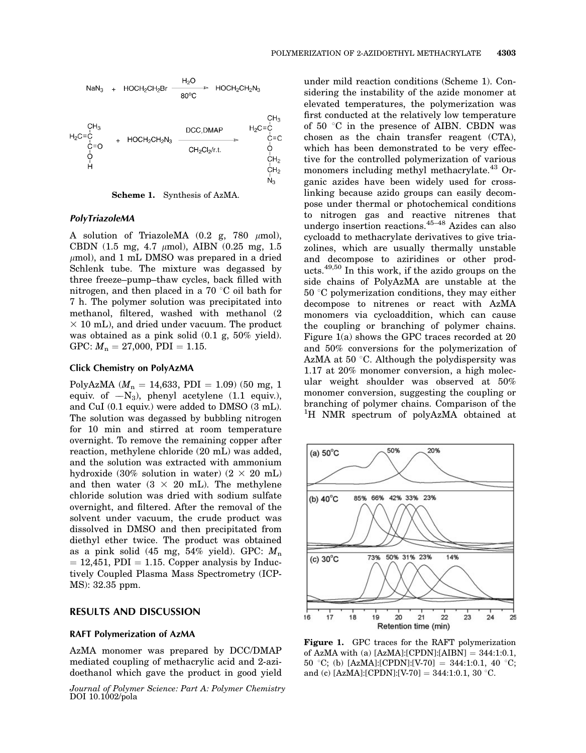Scheme 1. Synthesis of AzMA.

### PolyTriazoleMA

A solution of TriazoleMA (0.2 g, 780 μmol), CBDN (1.5 mg, 4.7 μmol), AIBN (0.25 mg, 1.5 μmol), and 1 mL DMSO was prepared in a dried Schlenk tube. The mixture was degassed by three freeze–pump–thaw cycles, back filled with nitrogen, and then placed in a 70 °C oil bath for 7 h. The polymer solution was precipitated into methanol, filtered, washed with methanol (2 × 10 mL), and dried under vacuum. The product was obtained as a pink solid (0.1 g, 50% yield). GPC: $M_n$ = 27,000, PDI = 1.15.

### Click Chemistry on PolyAzMA

PolyAzMA ($M_n$ = 14,633, PDI = 1.09) (50 mg, 1 equiv. of $-N_3$), phenyl acetylene (1.1 equiv.), and CuI (0.1 equiv.) were added to DMSO (3 mL). The solution was degassed by bubbling nitrogen for 10 min and stirred at room temperature overnight. To remove the remaining copper after reaction, methylene chloride (20 mL) was added, and the solution was extracted with ammonium hydroxide (30% solution in water) (2 × 20 mL) and then water (3 × 20 mL). The methylene chloride solution was dried with sodium sulfate overnight, and filtered. After the removal of the solvent under vacuum, the crude product was dissolved in DMSO and then precipitated from diethyl ether twice. The product was obtained as a pink solid (45 mg, 54% yield). GPC: $M_n$ = 12,451, PDI = 1.15. Copper analysis by Inductively Coupled Plasma Mass Spectrometry (ICP-MS): 32.35 ppm.

## RESULTS AND DISCUSSION

### RAFT Polymerization of AzMA

AzMA monomer was prepared by DCC/DMAP mediated coupling of methacrylic acid and 2-azidoethanol which gave the product in good yield under mild reaction conditions (Scheme 1). Considering the instability of the azide monomer at elevated temperatures, the polymerization was first conducted at the relatively low temperature of 50 °C in the presence of AIBN. CBDN was chosen as the chain transfer reagent (CTA), which has been demonstrated to be very effective for the controlled polymerization of various monomers including methyl methacrylate.[43] Organic azides have been widely used for crosslinking because azido groups can easily decompose under thermal or photochemical conditions to nitrogen gas and reactive nitrenes that undergo insertion reactions.[45–48] Azides can also cycloadd to methacrylate derivatives to give triazolines, which are usually thermally unstable and decompose to aziridines or other products.[49,50] In this work, if the azido groups on the side chains of PolyAzMA are unstable at the 50 °C polymerization conditions, they may either decompose to nitrenes or react with AzMA monomers via cycloaddition, which can cause the coupling or branching of polymer chains. Figure 1(a) shows the GPC traces recorded at 20 and 50% conversions for the polymerization of AzMA at 50 °C. Although the polydispersity was 1.17 at 20% monomer conversion, a high molecular weight shoulder was observed at 50% monomer conversion, suggesting the coupling or branching of polymer chains. Comparison of the $^1$H NMR spectrum of polyAzMA obtained at

Figure 1. GPC traces for the RAFT polymerization of AzMA with (a) [AzMA]:[CPDN]:[AIBN] = 344:1:0.1, 50 °C; (b) [AzMA]:[CPDN]:[V-70] = 344:1:0.1, 40 °C; and (c) [AzMA]:[CPDN]:[V-70] = 344:1:0.1, 30 °C.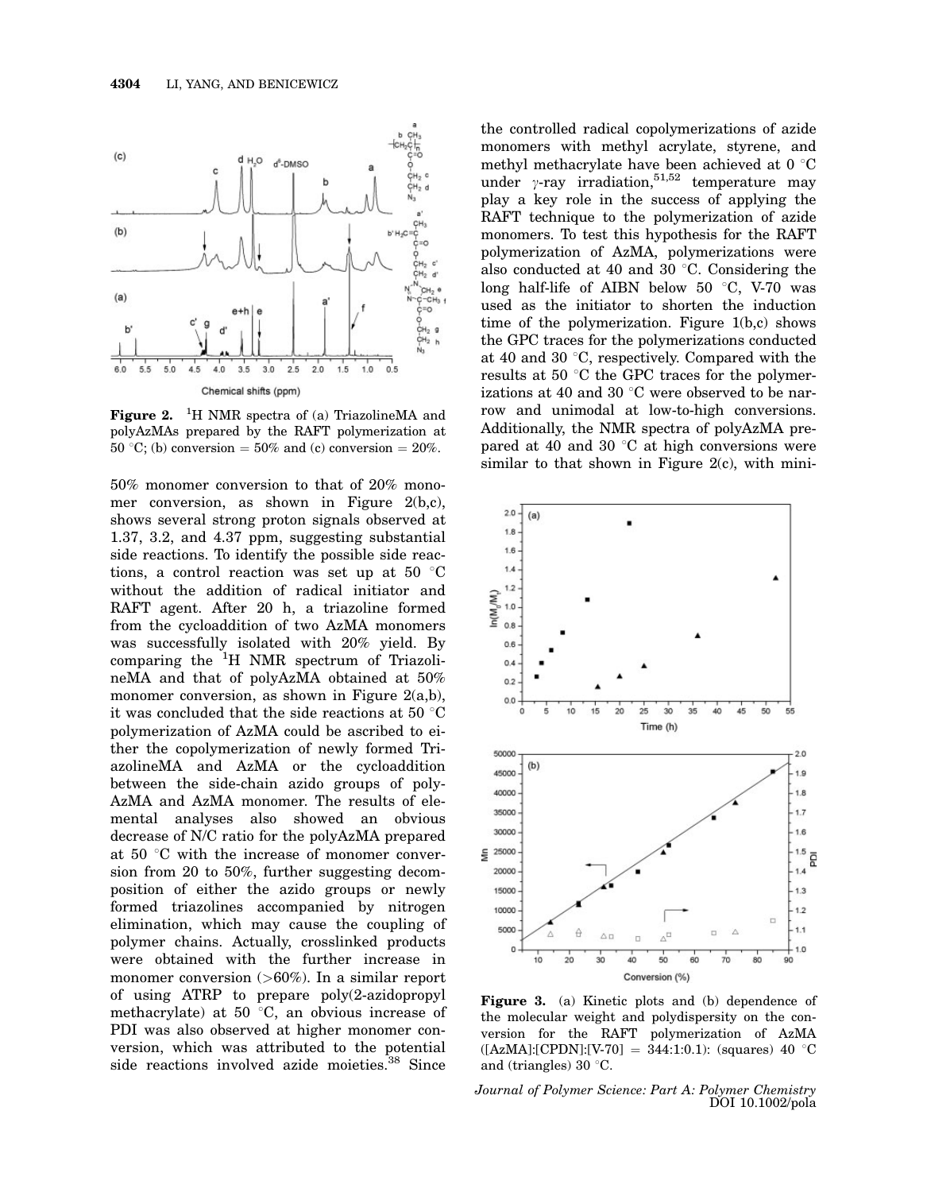**Figure 2.** $^1$H NMR spectra of (a) TriazolineMA and polyAzMAs prepared by the RAFT polymerization at 50 °C; (b) conversion = 50% and (c) conversion = 20%.

50% monomer conversion to that of 20% monomer conversion, as shown in Figure 2(b,c), shows several strong proton signals observed at 1.37, 3.2, and 4.37 ppm, suggesting substantial side reactions. To identify the possible side reactions, a control reaction was set up at 50 °C without the addition of radical initiator and RAFT agent. After 20 h, a triazoline formed from the cycloaddition of two AzMA monomers was successfully isolated with 20% yield. By comparing the $^1$H NMR spectrum of TriazolineMA and that of polyAzMA obtained at 50% monomer conversion, as shown in Figure 2(a,b), it was concluded that the side reactions at 50 °C polymerization of AzMA could be ascribed to either the copolymerization of newly formed TriazolineMA and AzMA or the cycloaddition between the side-chain azido groups of polyAzMA and AzMA monomer. The results of elemental analyses also showed an obvious decrease of N/C ratio for the polyAzMA prepared at 50 °C with the increase of monomer conversion from 20 to 50%, further suggesting decomposition of either the azido groups or newly formed triazolines accompanied by nitrogen elimination, which may cause the coupling of polymer chains. Actually, crosslinked products were obtained with the further increase in monomer conversion (>60%). In a similar report of using ATRP to prepare poly(2-azidopropyl methacrylate) at 50 °C, an obvious increase of PDI was also observed at higher monomer conversion, which was attributed to the potential side reactions involved azide moieties.[38] Since the controlled radical copolymerizations of azide monomers with methyl acrylate, styrene, and methyl methacrylate have been achieved at 0 °C under γ-ray irradiation,[51,52] temperature may play a key role in the success of applying the RAFT technique to the polymerization of azide monomers. To test this hypothesis for the RAFT polymerization of AzMA, polymerizations were also conducted at 40 and 30 °C. Considering the long half-life of AIBN below 50 °C, V-70 was used as the initiator to shorten the induction time of the polymerization. Figure 1(b,c) shows the GPC traces for the polymerizations conducted at 40 and 30 °C, respectively. Compared with the results at 50 °C the GPC traces for the polymerizations at 40 and 30 °C were observed to be narrow and unimodal at low-to-high conversions. Additionally, the NMR spectra of polyAzMA prepared at 40 and 30 °C at high conversions were similar to that shown in Figure 2(c), with mini-

**Figure 3.** (a) Kinetic plots and (b) dependence of the molecular weight and polydispersity on the conversion for the RAFT polymerization of AzMA ([AzMA]:[CPDN]:[V-70] = 344:1:0.1): (squares) 40 °C and (triangles) 30 °C.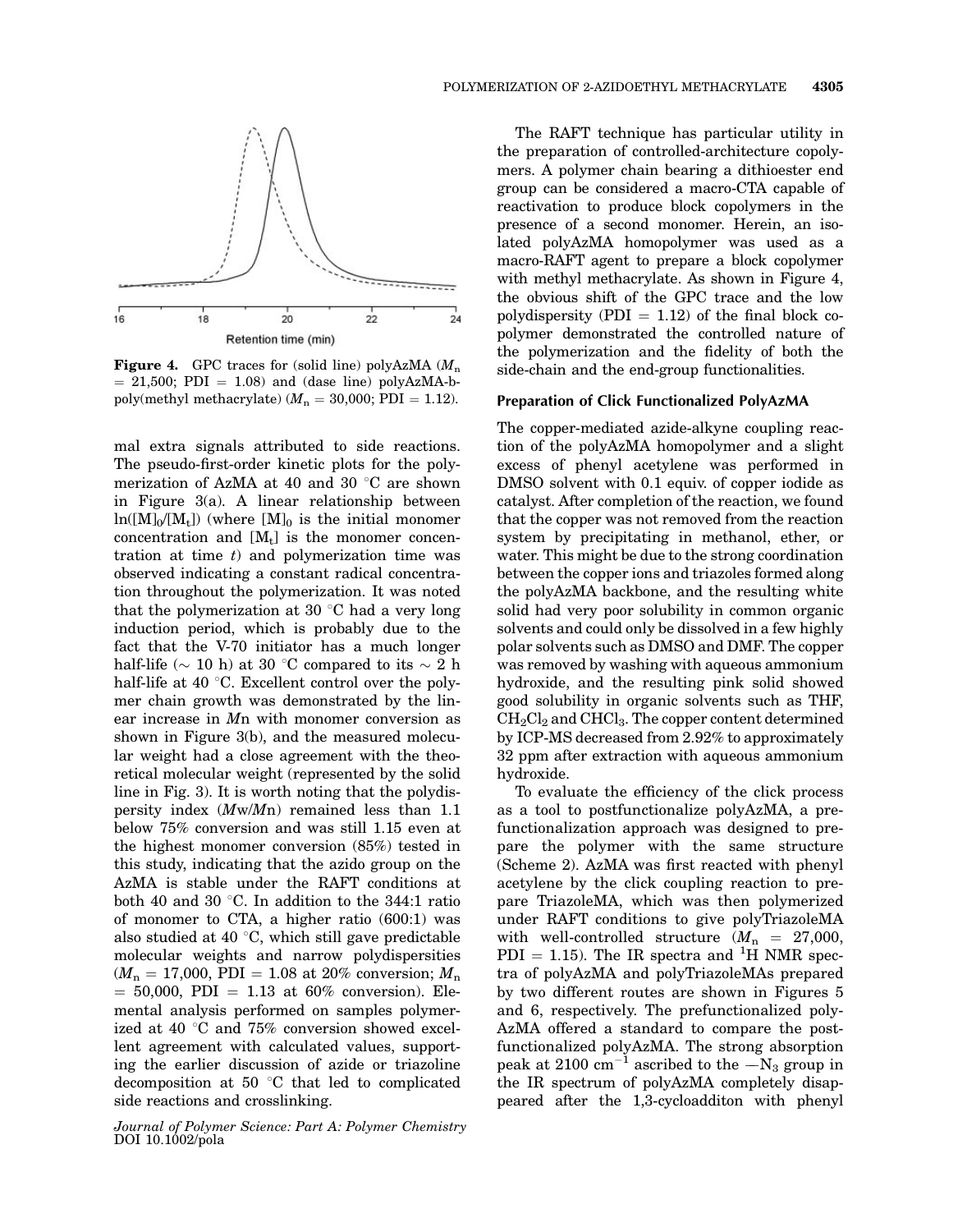Figure 4. GPC traces for (solid line) polyAzMA ($M_n$ = 21,500; PDI = 1.08) and (dase line) polyAzMA-b-poly(methyl methacrylate) ($M_n$ = 30,000; PDI = 1.12).

mal extra signals attributed to side reactions. The pseudo-first-order kinetic plots for the polymerization of AzMA at 40 and 30 °C are shown in Figure 3(a). A linear relationship between $\ln([M]_0/[M_t])$ (where $[M]_0$ is the initial monomer concentration and $[M_t]$ is the monomer concentration at time $t$) and polymerization time was observed indicating a constant radical concentration throughout the polymerization. It was noted that the polymerization at 30 °C had a very long induction period, which is probably due to the fact that the V-70 initiator has a much longer half-life (~ 10 h) at 30 °C compared to its ~ 2 h half-life at 40 °C. Excellent control over the polymer chain growth was demonstrated by the linear increase in $M$n with monomer conversion as shown in Figure 3(b), and the measured molecular weight had a close agreement with the theoretical molecular weight (represented by the solid line in Fig. 3). It is worth noting that the polydispersity index ($M$w/$M$n) remained less than 1.1 below 75% conversion and was still 1.15 even at the highest monomer conversion (85%) tested in this study, indicating that the azido group on the AzMA is stable under the RAFT conditions at both 40 and 30 °C. In addition to the 344:1 ratio of monomer to CTA, a higher ratio (600:1) was also studied at 40 °C, which still gave predictable molecular weights and narrow polydispersities ($M_n$ = 17,000, PDI = 1.08 at 20% conversion; $M_n$ = 50,000, PDI = 1.13 at 60% conversion). Elemental analysis performed on samples polymerized at 40 °C and 75% conversion showed excellent agreement with calculated values, supporting the earlier discussion of azide or triazoline decomposition at 50 °C that led to complicated side reactions and crosslinking.

The RAFT technique has particular utility in the preparation of controlled-architecture copolymers. A polymer chain bearing a dithioester end group can be considered a macro-CTA capable of reactivation to produce block copolymers in the presence of a second monomer. Herein, an isolated polyAzMA homopolymer was used as a macro-RAFT agent to prepare a block copolymer with methyl methacrylate. As shown in Figure 4, the obvious shift of the GPC trace and the low polydispersity (PDI = 1.12) of the final block copolymer demonstrated the controlled nature of the polymerization and the fidelity of both the side-chain and the end-group functionalities.

### Preparation of Click Functionalized PolyAzMA

The copper-mediated azide-alkyne coupling reaction of the polyAzMA homopolymer and a slight excess of phenyl acetylene was performed in DMSO solvent with 0.1 equiv. of copper iodide as catalyst. After completion of the reaction, we found that the copper was not removed from the reaction system by precipitating in methanol, ether, or water. This might be due to the strong coordination between the copper ions and triazoles formed along the polyAzMA backbone, and the resulting white solid had very poor solubility in common organic solvents and could only be dissolved in a few highly polar solvents such as DMSO and DMF. The copper was removed by washing with aqueous ammonium hydroxide, and the resulting pink solid showed good solubility in organic solvents such as THF, $CH_2Cl_2$ and $CHCl_3$. The copper content determined by ICP-MS decreased from 2.92% to approximately 32 ppm after extraction with aqueous ammonium hydroxide.

To evaluate the efficiency of the click process as a tool to postfunctionalize polyAzMA, a prefunctionalization approach was designed to prepare the polymer with the same structure (Scheme 2). AzMA was first reacted with phenyl acetylene by the click coupling reaction to prepare TriazoleMA, which was then polymerized under RAFT conditions to give polyTriazoleMA with well-controlled structure ($M_n$ = 27,000, PDI = 1.15). The IR spectra and $^1$H NMR spectra of polyAzMA and polyTriazoleMAs prepared by two different routes are shown in Figures 5 and 6, respectively. The prefunctionalized polyAzMA offered a standard to compare the postfunctionalized polyAzMA. The strong absorption peak at 2100 cm$^{-1}$ ascribed to the $-N_3$ group in the IR spectrum of polyAzMA completely disappeared after the 1,3-cycloadditon with phenyl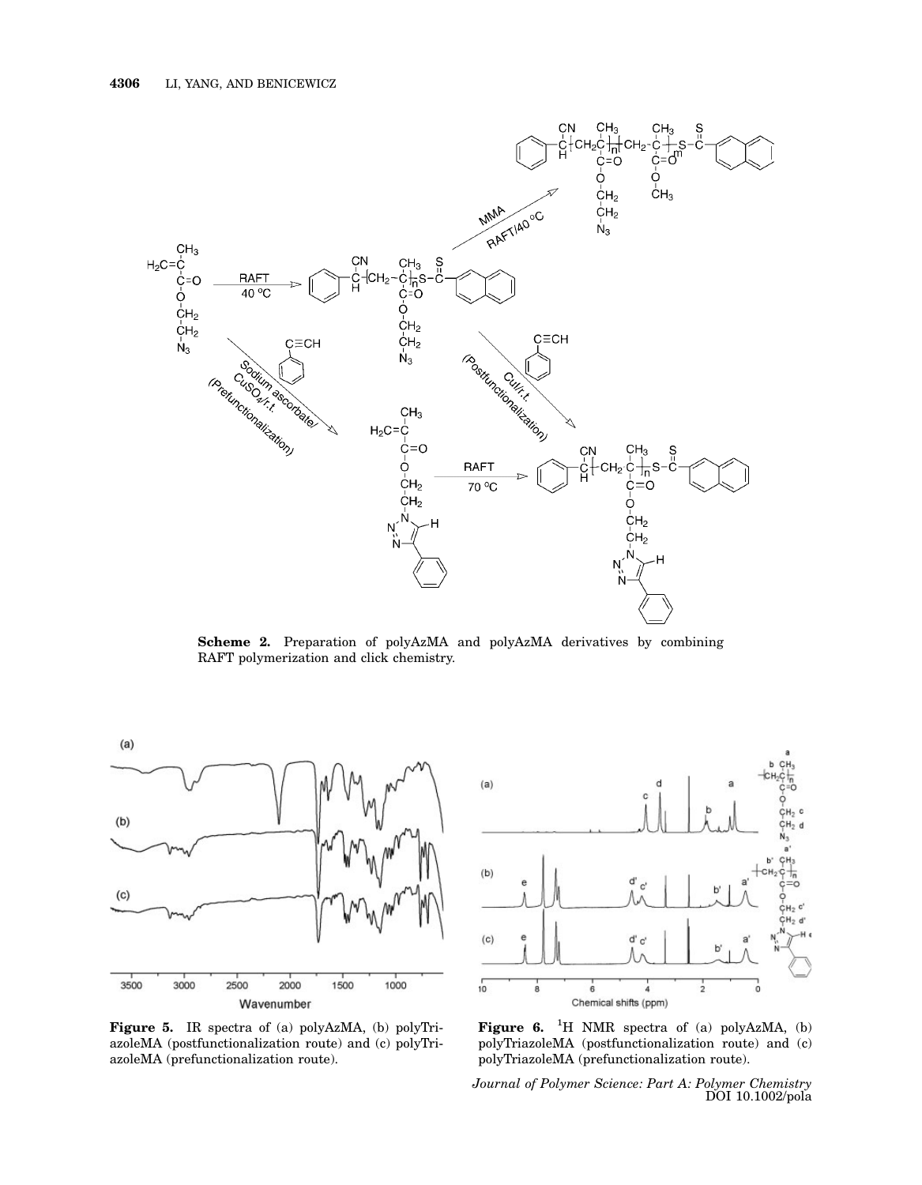**Scheme 2.** Preparation of polyAzMA and polyAzMA derivatives by combining RAFT polymerization and click chemistry.

**Figure 5.** IR spectra of (a) polyAzMA, (b) polyTriazoleMA (postfunctionalization route) and (c) polyTriazoleMA (prefunctionalization route).

**Figure 6.** $^1$H NMR spectra of (a) polyAzMA, (b) polyTriazoleMA (postfunctionalization route) and (c) polyTriazoleMA (prefunctionalization route).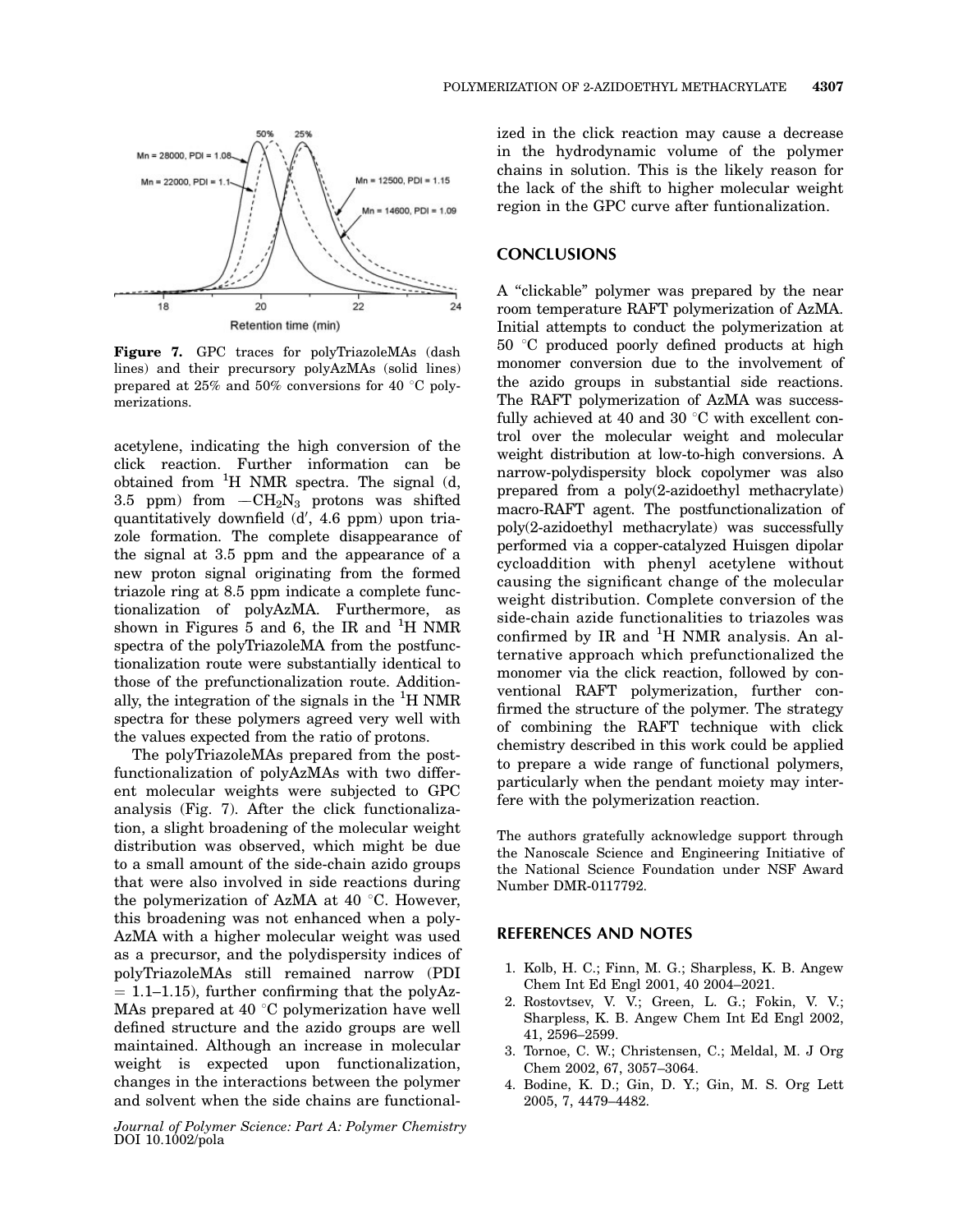Figure 7. GPC traces for polyTriazoleMAs (dash lines) and their precursory polyAzMAs (solid lines) prepared at 25% and 50% conversions for 40 °C polymerizations.

acetylene, indicating the high conversion of the click reaction. Further information can be obtained from $^1$H NMR spectra. The signal (d, 3.5 ppm) from $-CH_2N_3$ protons was shifted quantitatively downfield (d′, 4.6 ppm) upon triazole formation. The complete disappearance of the signal at 3.5 ppm and the appearance of a new proton signal originating from the formed triazole ring at 8.5 ppm indicate a complete functionalization of polyAzMA. Furthermore, as shown in Figures 5 and 6, the IR and $^1$H NMR spectra of the polyTriazoleMA from the postfunctionalization route were substantially identical to those of the prefunctionalization route. Additionally, the integration of the signals in the $^1$H NMR spectra for these polymers agreed very well with the values expected from the ratio of protons.

The polyTriazoleMAs prepared from the postfunctionalization of polyAzMAs with two different molecular weights were subjected to GPC analysis (Fig. 7). After the click functionalization, a slight broadening of the molecular weight distribution was observed, which might be due to a small amount of the side-chain azido groups that were also involved in side reactions during the polymerization of AzMA at 40 °C. However, this broadening was not enhanced when a polyAzMA with a higher molecular weight was used as a precursor, and the polydispersity indices of polyTriazoleMAs still remained narrow (PDI = 1.1–1.15), further confirming that the polyAzMAs prepared at 40 °C polymerization have well defined structure and the azido groups are well maintained. Although an increase in molecular weight is expected upon functionalization, changes in the interactions between the polymer and solvent when the side chains are functionalized in the click reaction may cause a decrease in the hydrodynamic volume of the polymer chains in solution. This is the likely reason for the lack of the shift to higher molecular weight region in the GPC curve after funtionalization.

## CONCLUSIONS

A "clickable" polymer was prepared by the near room temperature RAFT polymerization of AzMA. Initial attempts to conduct the polymerization at 50 °C produced poorly defined products at high monomer conversion due to the involvement of the azido groups in substantial side reactions. The RAFT polymerization of AzMA was successfully achieved at 40 and 30 °C with excellent control over the molecular weight and molecular weight distribution at low-to-high conversions. A narrow-polydispersity block copolymer was also prepared from a poly(2-azidoethyl methacrylate) macro-RAFT agent. The postfunctionalization of poly(2-azidoethyl methacrylate) was successfully performed via a copper-catalyzed Huisgen dipolar cycloaddition with phenyl acetylene without causing the significant change of the molecular weight distribution. Complete conversion of the side-chain azide functionalities to triazoles was confirmed by IR and $^1$H NMR analysis. An alternative approach which prefunctionalized the monomer via the click reaction, followed by conventional RAFT polymerization, further confirmed the structure of the polymer. The strategy of combining the RAFT technique with click chemistry described in this work could be applied to prepare a wide range of functional polymers, particularly when the pendant moiety may interfere with the polymerization reaction.

The authors gratefully acknowledge support through the Nanoscale Science and Engineering Initiative of the National Science Foundation under NSF Award Number DMR-0117792.

## REFERENCES AND NOTES

1. Kolb, H. C.; Finn, M. G.; Sharpless, K. B. Angew Chem Int Ed Engl 2001, 40 2004–2021.
2. Rostovtsev, V. V.; Green, L. G.; Fokin, V. V.; Sharpless, K. B. Angew Chem Int Ed Engl 2002, 41, 2596–2599.
3. Tornoe, C. W.; Christensen, C.; Meldal, M. J Org Chem 2002, 67, 3057–3064.
4. Bodine, K. D.; Gin, D. Y.; Gin, M. S. Org Lett 2005, 7, 4479–4482.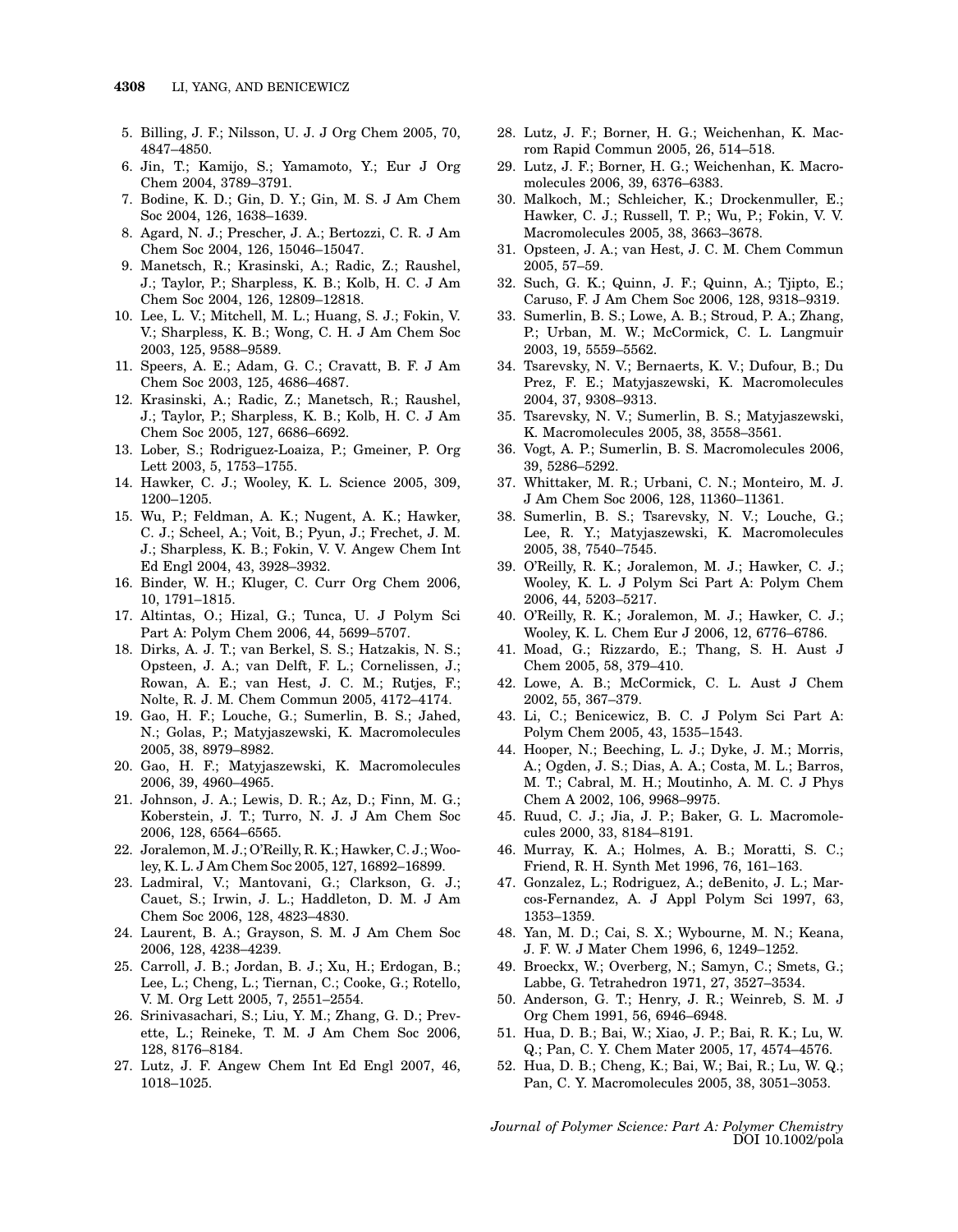5. Billing, J. F.; Nilsson, U. J. J Org Chem 2005, 70, 4847–4850.
6. Jin, T.; Kamijo, S.; Yamamoto, Y.; Eur J Org Chem 2004, 3789–3791.
7. Bodine, K. D.; Gin, D. Y.; Gin, M. S. J Am Chem Soc 2004, 126, 1638–1639.
8. Agard, N. J.; Prescher, J. A.; Bertozzi, C. R. J Am Chem Soc 2004, 126, 15046–15047.
9. Manetsch, R.; Krasinski, A.; Radic, Z.; Raushel, J.; Taylor, P.; Sharpless, K. B.; Kolb, H. C. J Am Chem Soc 2004, 126, 12809–12818.
10. Lee, L. V.; Mitchell, M. L.; Huang, S. J.; Fokin, V. V.; Sharpless, K. B.; Wong, C. H. J Am Chem Soc 2003, 125, 9588–9589.
11. Speers, A. E.; Adam, G. C.; Cravatt, B. F. J Am Chem Soc 2003, 125, 4686–4687.
12. Krasinski, A.; Radic, Z.; Manetsch, R.; Raushel, J.; Taylor, P.; Sharpless, K. B.; Kolb, H. C. J Am Chem Soc 2005, 127, 6686–6692.
13. Lober, S.; Rodriguez-Loaiza, P.; Gmeiner, P. Org Lett 2003, 5, 1753–1755.
14. Hawker, C. J.; Wooley, K. L. Science 2005, 309, 1200–1205.
15. Wu, P.; Feldman, A. K.; Nugent, A. K.; Hawker, C. J.; Scheel, A.; Voit, B.; Pyun, J.; Frechet, J. M. J.; Sharpless, K. B.; Fokin, V. V. Angew Chem Int Ed Engl 2004, 43, 3928–3932.
16. Binder, W. H.; Kluger, C. Curr Org Chem 2006, 10, 1791–1815.
17. Altintas, O.; Hizal, G.; Tunca, U. J Polym Sci Part A: Polym Chem 2006, 44, 5699–5707.
18. Dirks, A. J. T.; van Berkel, S. S.; Hatzakis, N. S.; Opsteen, J. A.; van Delft, F. L.; Cornelissen, J.; Rowan, A. E.; van Hest, J. C. M.; Rutjes, F.; Nolte, R. J. M. Chem Commun 2005, 4172–4174.
19. Gao, H. F.; Louche, G.; Sumerlin, B. S.; Jahed, N.; Golas, P.; Matyjaszewski, K. Macromolecules 2005, 38, 8979–8982.
20. Gao, H. F.; Matyjaszewski, K. Macromolecules 2006, 39, 4960–4965.
21. Johnson, J. A.; Lewis, D. R.; Az, D.; Finn, M. G.; Koberstein, J. T.; Turro, N. J. J Am Chem Soc 2006, 128, 6564–6565.
22. Joralemon, M. J.; O'Reilly, R. K.; Hawker, C. J.; Wooley, K. L. J Am Chem Soc 2005, 127, 16892–16899.
23. Ladmiral, V.; Mantovani, G.; Clarkson, G. J.; Cauet, S.; Irwin, J. L.; Haddleton, D. M. J Am Chem Soc 2006, 128, 4823–4830.
24. Laurent, B. A.; Grayson, S. M. J Am Chem Soc 2006, 128, 4238–4239.
25. Carroll, J. B.; Jordan, B. J.; Xu, H.; Erdogan, B.; Lee, L.; Cheng, L.; Tiernan, C.; Cooke, G.; Rotello, V. M. Org Lett 2005, 7, 2551–2554.
26. Srinivasachari, S.; Liu, Y. M.; Zhang, G. D.; Prevette, L.; Reineke, T. M. J Am Chem Soc 2006, 128, 8176–8184.
27. Lutz, J. F. Angew Chem Int Ed Engl 2007, 46, 1018–1025.
28. Lutz, J. F.; Borner, H. G.; Weichenhan, K. Macrom Rapid Commun 2005, 26, 514–518.
29. Lutz, J. F.; Borner, H. G.; Weichenhan, K. Macromolecules 2006, 39, 6376–6383.
30. Malkoch, M.; Schleicher, K.; Drockenmuller, E.; Hawker, C. J.; Russell, T. P.; Wu, P.; Fokin, V. V. Macromolecules 2005, 38, 3663–3678.
31. Opsteen, J. A.; van Hest, J. C. M. Chem Commun 2005, 57–59.
32. Such, G. K.; Quinn, J. F.; Quinn, A.; Tjipto, E.; Caruso, F. J Am Chem Soc 2006, 128, 9318–9319.
33. Sumerlin, B. S.; Lowe, A. B.; Stroud, P. A.; Zhang, P.; Urban, M. W.; McCormick, C. L. Langmuir 2003, 19, 5559–5562.
34. Tsarevsky, N. V.; Bernaerts, K. V.; Dufour, B.; Du Prez, F. E.; Matyjaszewski, K. Macromolecules 2004, 37, 9308–9313.
35. Tsarevsky, N. V.; Sumerlin, B. S.; Matyjaszewski, K. Macromolecules 2005, 38, 3558–3561.
36. Vogt, A. P.; Sumerlin, B. S. Macromolecules 2006, 39, 5286–5292.
37. Whittaker, M. R.; Urbani, C. N.; Monteiro, M. J. J Am Chem Soc 2006, 128, 11360–11361.
38. Sumerlin, B. S.; Tsarevsky, N. V.; Louche, G.; Lee, R. Y.; Matyjaszewski, K. Macromolecules 2005, 38, 7540–7545.
39. O'Reilly, R. K.; Joralemon, M. J.; Hawker, C. J.; Wooley, K. L. J Polym Sci Part A: Polym Chem 2006, 44, 5203–5217.
40. O'Reilly, R. K.; Joralemon, M. J.; Hawker, C. J.; Wooley, K. L. Chem Eur J 2006, 12, 6776–6786.
41. Moad, G.; Rizzardo, E.; Thang, S. H. Aust J Chem 2005, 58, 379–410.
42. Lowe, A. B.; McCormick, C. L. Aust J Chem 2002, 55, 367–379.
43. Li, C.; Benicewicz, B. C. J Polym Sci Part A: Polym Chem 2005, 43, 1535–1543.
44. Hooper, N.; Beeching, L. J.; Dyke, J. M.; Morris, A.; Ogden, J. S.; Dias, A. A.; Costa, M. L.; Barros, M. T.; Cabral, M. H.; Moutinho, A. M. C. J Phys Chem A 2002, 106, 9968–9975.
45. Ruud, C. J.; Jia, J. P.; Baker, G. L. Macromolecules 2000, 33, 8184–8191.
46. Murray, K. A.; Holmes, A. B.; Moratti, S. C.; Friend, R. H. Synth Met 1996, 76, 161–163.
47. Gonzalez, L.; Rodriguez, A.; deBenito, J. L.; Marcos-Fernandez, A. J Appl Polym Sci 1997, 63, 1353–1359.
48. Yan, M. D.; Cai, S. X.; Wybourne, M. N.; Keana, J. F. W. J Mater Chem 1996, 6, 1249–1252.
49. Broeckx, W.; Overberg, N.; Samyn, C.; Smets, G.; Labbe, G. Tetrahedron 1971, 27, 3527–3534.
50. Anderson, G. T.; Henry, J. R.; Weinreb, S. M. J Org Chem 1991, 56, 6946–6948.
51. Hua, D. B.; Bai, W.; Xiao, J. P.; Bai, R. K.; Lu, W. Q.; Pan, C. Y. Chem Mater 2005, 17, 4574–4576.
52. Hua, D. B.; Cheng, K.; Bai, W.; Bai, R.; Lu, W. Q.; Pan, C. Y. Macromolecules 2005, 38, 3051–3053.